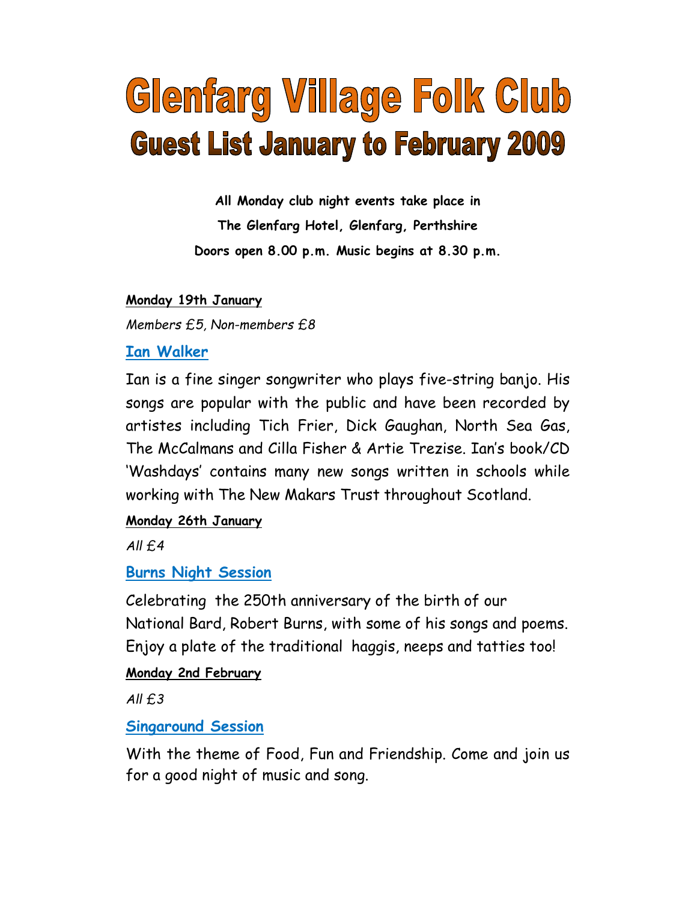# Glenfarg Village Folk Club

## Guest List January to February 2009

**All Monday club night events take place in**

**The Glenfarg Hotel, Glenfarg, Perthshire**

**Doors open 8.00 p.m. Music begins at 8.30 p.m.**

**Monday 19th January**

*Members £5, Non-members £8*

### Ian Walker

Ian is a fine singer songwriter who plays five-string banjo. His songs are popular with the public and have been recorded by artistes including Tich Frier, Dick Gaughan, North Sea Gas, The McCalmans and Cilla Fisher & Artie Trezise. Ian's book/CD 'Washdays' contains many new songs written in schools while working with The New Makars Trust throughout Scotland.

**Monday 26th January**

*All £4*

### Burns Night Session

Celebrating the 250th anniversary of the birth of our National Bard, Robert Burns, with some of his songs and poems. Enjoy a plate of the traditional haggis, neeps and tatties too!

**Monday 2nd February**

*All £3*

### Singaround Session

With the theme of Food, Fun and Friendship. Come and join us for a good night of music and song.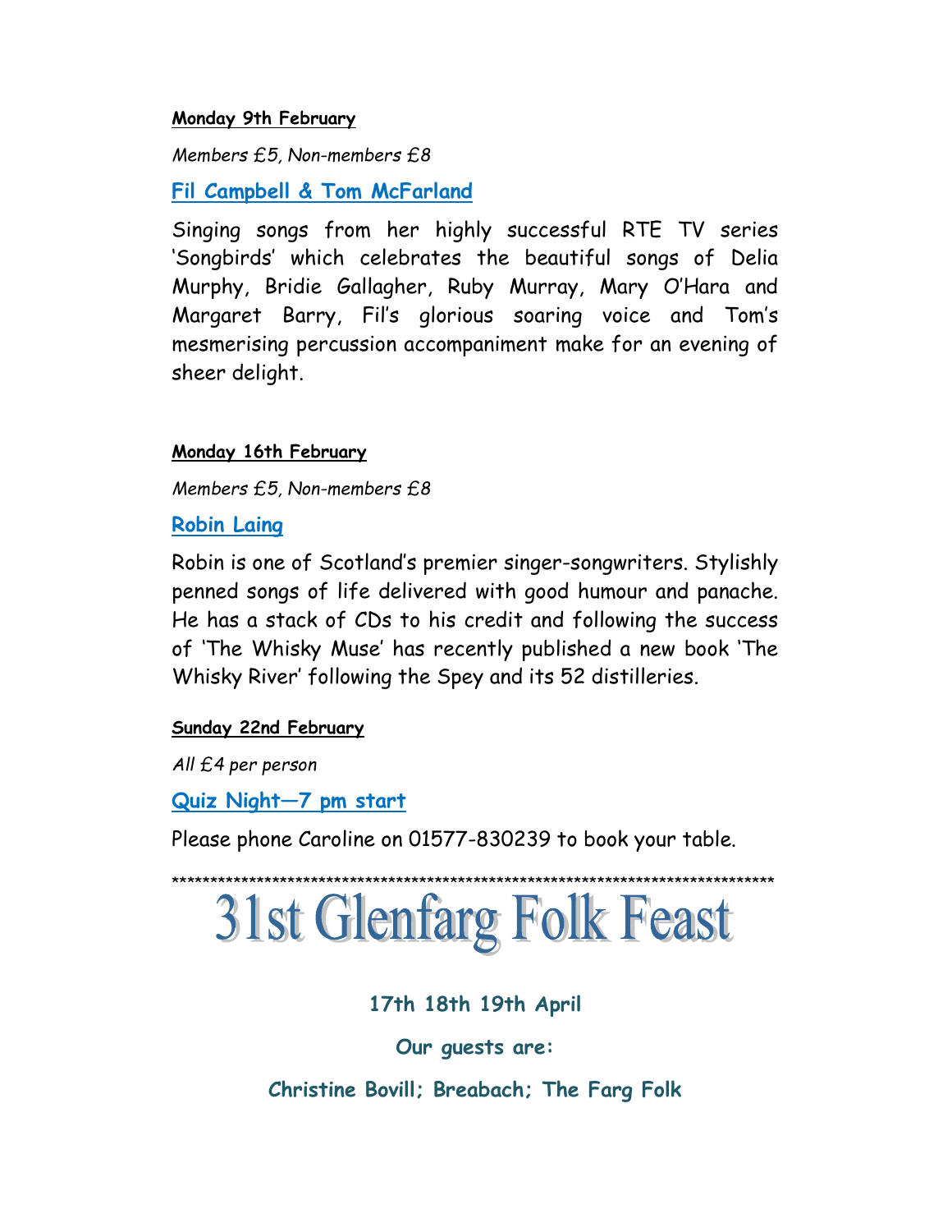**Monday 9th February**

*Members £5, Non-members £8*

### Fil Campbell & Tom McFarland

Singing songs from her highly successful RTE TV series 'Songbirds' which celebrates the beautiful songs of Delia Murphy, Bridie Gallagher, Ruby Murray, Mary O'Hara and Margaret Barry, Fil's glorious soaring voice and Tom's mesmerising percussion accompaniment make for an evening of sheer delight.

**Monday 16th February**

*Members £5, Non-members £8*

### Robin Laing

Robin is one of Scotland's premier singer-songwriters. Stylishly penned songs of life delivered with good humour and panache. He has a stack of CDs to his credit and following the success of 'The Whisky Muse' has recently published a new book 'The Whisky River' following the Spey and its 52 distilleries.

**Sunday 22nd February**

*All £4 per person*

### Quiz Night—7 pm start

Please phone Caroline on 01577-830239 to book your table.

********************************************************************************

# 31st Glenfarg Folk Feast

**17th 18th 19th April**

**Our guests are:**

**Christine Bovill; Breabach; The Farg Folk**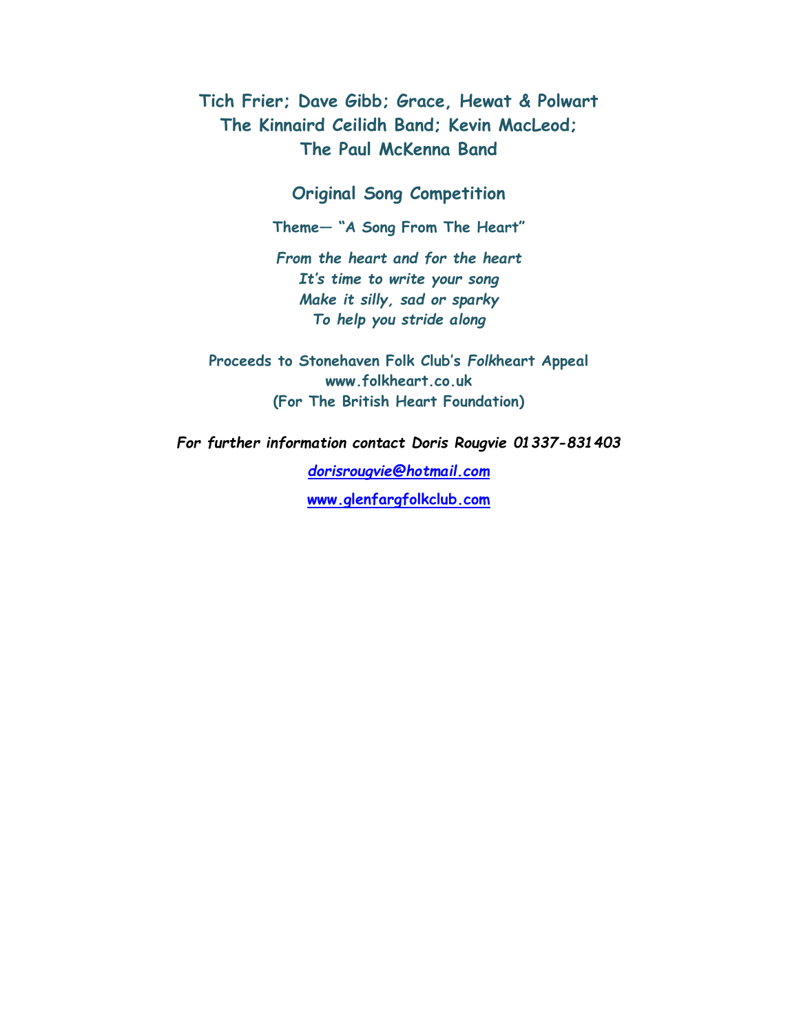**Tich Frier; Dave Gibb; Grace, Hewat & Polwart
The Kinnaird Ceilidh Band; Kevin MacLeod;
The Paul McKenna Band**

## Original Song Competition

**Theme— "A Song From The Heart"**

***From the heart and for the heart
It's time to write your song
Make it silly, sad or sparky
To help you stride along***

**Proceeds to Stonehaven Folk Club's *Folk*heart Appeal
www.folkheart.co.uk
(For The British Heart Foundation)**

***For further information contact Doris Rougvie 01337-831403***

***[dorisrougvie@hotmail.com](mailto:dorisrougvie@hotmail.com)***

**[www.glenfargfolkclub.com](http://www.glenfargfolkclub.com)**